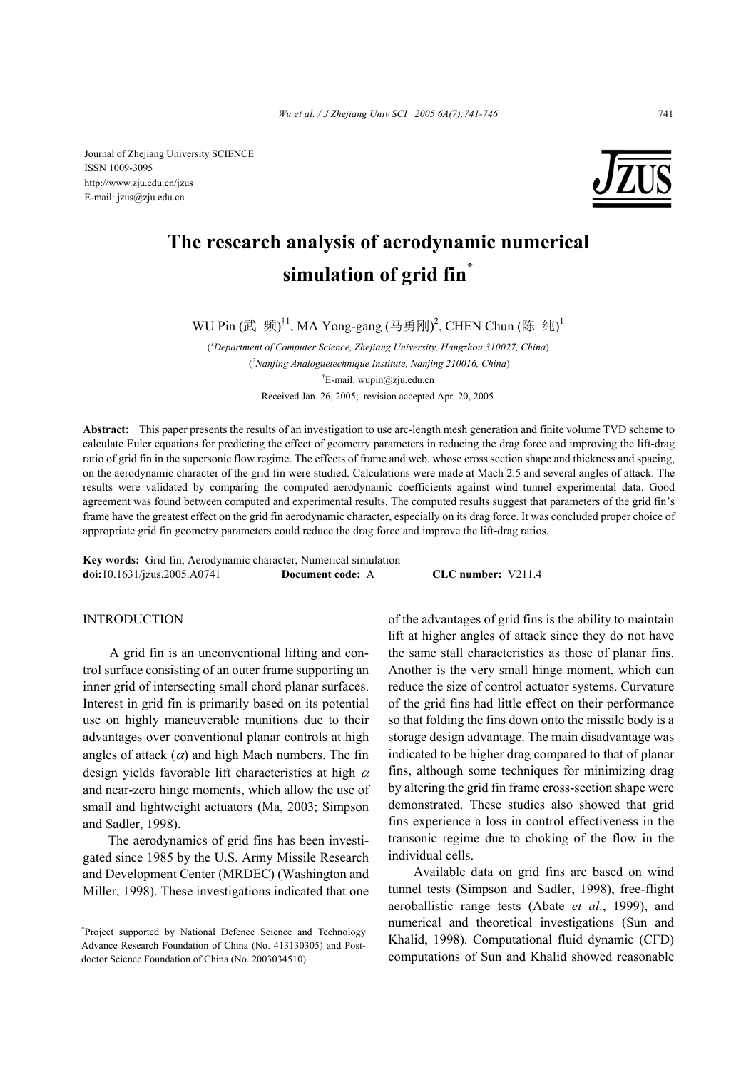Journal of Zhejiang University SCIENCE
ISSN 1009-3095
http://www.zju.edu.cn/jzus
E-mail: jzus@zju.edu.cn

# The research analysis of aerodynamic numerical simulation of grid fin*

WU Pin (武 频)[†1], MA Yong-gang (马勇刚)[2], CHEN Chun (陈 纯)[1]

([1]*Department of Computer Science, Zhejiang University, Hangzhou 310027, China*)

([2]*Nanjing Analoguetechnique Institute, Nanjing 210016, China*)

[†]E-mail: wupin@zju.edu.cn

Received Jan. 26, 2005; revision accepted Apr. 20, 2005

**Abstract:** This paper presents the results of an investigation to use arc-length mesh generation and finite volume TVD scheme to calculate Euler equations for predicting the effect of geometry parameters in reducing the drag force and improving the lift-drag ratio of grid fin in the supersonic flow regime. The effects of frame and web, whose cross section shape and thickness and spacing, on the aerodynamic character of the grid fin were studied. Calculations were made at Mach 2.5 and several angles of attack. The results were validated by comparing the computed aerodynamic coefficients against wind tunnel experimental data. Good agreement was found between computed and experimental results. The computed results suggest that parameters of the grid fin's frame have the greatest effect on the grid fin aerodynamic character, especially on its drag force. It was concluded proper choice of appropriate grid fin geometry parameters could reduce the drag force and improve the lift-drag ratios.

**Key words:** Grid fin, Aerodynamic character, Numerical simulation

**doi:**10.1631/jzus.2005.A0741 **Document code:** A **CLC number:** V211.4

## INTRODUCTION

A grid fin is an unconventional lifting and control surface consisting of an outer frame supporting an inner grid of intersecting small chord planar surfaces. Interest in grid fin is primarily based on its potential use on highly maneuverable munitions due to their advantages over conventional planar controls at high angles of attack ($\alpha$) and high Mach numbers. The fin design yields favorable lift characteristics at high $\alpha$ and near-zero hinge moments, which allow the use of small and lightweight actuators (Ma, 2003; Simpson and Sadler, 1998).

The aerodynamics of grid fins has been investigated since 1985 by the U.S. Army Missile Research and Development Center (MRDEC) (Washington and Miller, 1998). These investigations indicated that one of the advantages of grid fins is the ability to maintain lift at higher angles of attack since they do not have the same stall characteristics as those of planar fins. Another is the very small hinge moment, which can reduce the size of control actuator systems. Curvature of the grid fins had little effect on their performance so that folding the fins down onto the missile body is a storage design advantage. The main disadvantage was indicated to be higher drag compared to that of planar fins, although some techniques for minimizing drag by altering the grid fin frame cross-section shape were demonstrated. These studies also showed that grid fins experience a loss in control effectiveness in the transonic regime due to choking of the flow in the individual cells.

Available data on grid fins are based on wind tunnel tests (Simpson and Sadler, 1998), free-flight aeroballistic range tests (Abate *et al*., 1999), and numerical and theoretical investigations (Sun and Khalid, 1998). Computational fluid dynamic (CFD) computations of Sun and Khalid showed reasonable

---

*Project supported by National Defence Science and Technology Advance Research Foundation of China (No. 413130305) and Post-doctor Science Foundation of China (No. 2003034510)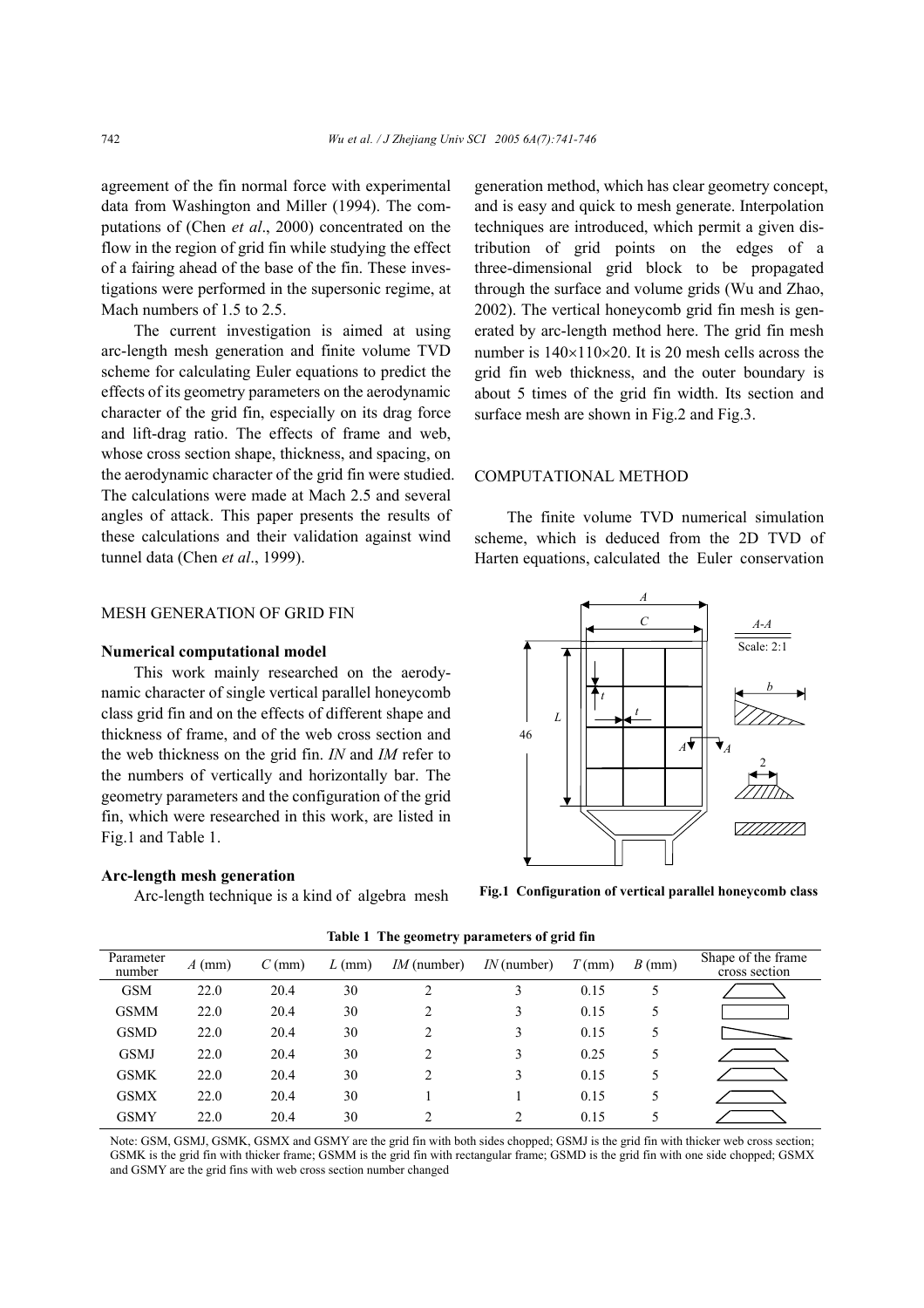agreement of the fin normal force with experimental data from Washington and Miller (1994). The computations of (Chen *et al*., 2000) concentrated on the flow in the region of grid fin while studying the effect of a fairing ahead of the base of the fin. These investigations were performed in the supersonic regime, at Mach numbers of 1.5 to 2.5.

The current investigation is aimed at using arc-length mesh generation and finite volume TVD scheme for calculating Euler equations to predict the effects of its geometry parameters on the aerodynamic character of the grid fin, especially on its drag force and lift-drag ratio. The effects of frame and web, whose cross section shape, thickness, and spacing, on the aerodynamic character of the grid fin were studied. The calculations were made at Mach 2.5 and several angles of attack. This paper presents the results of these calculations and their validation against wind tunnel data (Chen *et al*., 1999).

## MESH GENERATION OF GRID FIN

### Numerical computational model

This work mainly researched on the aerodynamic character of single vertical parallel honeycomb class grid fin and on the effects of different shape and thickness of frame, and of the web cross section and the web thickness on the grid fin. *IN* and *IM* refer to the numbers of vertically and horizontally bar. The geometry parameters and the configuration of the grid fin, which were researched in this work, are listed in Fig.1 and Table 1.

### Arc-length mesh generation

Arc-length technique is a kind of algebra mesh generation method, which has clear geometry concept, and is easy and quick to mesh generate. Interpolation techniques are introduced, which permit a given distribution of grid points on the edges of a three-dimensional grid block to be propagated through the surface and volume grids (Wu and Zhao, 2002). The vertical honeycomb grid fin mesh is generated by arc-length method here. The grid fin mesh number is $140\times110\times20$. It is 20 mesh cells across the grid fin web thickness, and the outer boundary is about 5 times of the grid fin width. Its section and surface mesh are shown in Fig.2 and Fig.3.

## COMPUTATIONAL METHOD

The finite volume TVD numerical simulation scheme, which is deduced from the 2D TVD of Harten equations, calculated the Euler conservation

**Fig.1 Configuration of vertical parallel honeycomb class**

**Table 1 The geometry parameters of grid fin**

| Parameter number | *A* (mm) | *C* (mm) | *L* (mm) | *IM* (number) | *IN* (number) | *T* (mm) | *B* (mm) | Shape of the frame cross section |
|---|---|---|---|---|---|---|---|---|
| GSM | 22.0 | 20.4 | 30 | 2 | 3 | 0.15 | 5 | |
| GSMM | 22.0 | 20.4 | 30 | 2 | 3 | 0.15 | 5 | |
| GSMD | 22.0 | 20.4 | 30 | 2 | 3 | 0.15 | 5 | |
| GSMJ | 22.0 | 20.4 | 30 | 2 | 3 | 0.25 | 5 | |
| GSMK | 22.0 | 20.4 | 30 | 2 | 3 | 0.15 | 5 | |
| GSMX | 22.0 | 20.4 | 30 | 1 | 1 | 0.15 | 5 | |
| GSMY | 22.0 | 20.4 | 30 | 2 | 2 | 0.15 | 5 | |

Note: GSM, GSMJ, GSMK, GSMX and GSMY are the grid fin with both sides chopped; GSMJ is the grid fin with thicker web cross section; GSMK is the grid fin with thicker frame; GSMM is the grid fin with rectangular frame; GSMD is the grid fin with one side chopped; GSMX and GSMY are the grid fins with web cross section number changed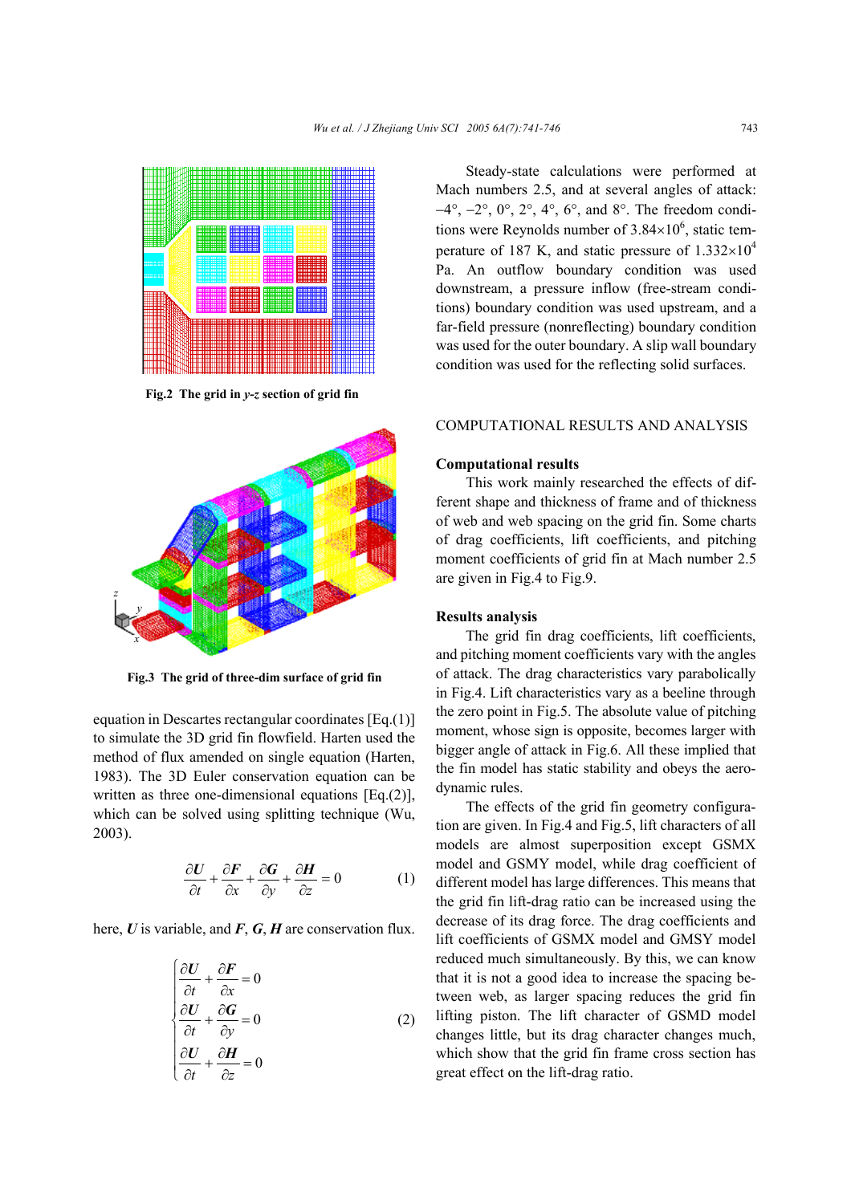Fig.2 The grid in $y$-$z$ section of grid fin

Fig.3 The grid of three-dim surface of grid fin

equation in Descartes rectangular coordinates [Eq.(1)] to simulate the 3D grid fin flowfield. Harten used the method of flux amended on single equation (Harten, 1983). The 3D Euler conservation equation can be written as three one-dimensional equations [Eq.(2)], which can be solved using splitting technique (Wu, 2003).

$$\frac{\partial \boldsymbol{U}}{\partial t}+\frac{\partial \boldsymbol{F}}{\partial x}+\frac{\partial \boldsymbol{G}}{\partial y}+\frac{\partial \boldsymbol{H}}{\partial z}=0 \tag{1}$$

here, $\boldsymbol{U}$ is variable, and $\boldsymbol{F}$, $\boldsymbol{G}$, $\boldsymbol{H}$ are conservation flux.

$$\begin{cases} \dfrac{\partial \boldsymbol{U}}{\partial t}+\dfrac{\partial \boldsymbol{F}}{\partial x}=0 \\ \dfrac{\partial \boldsymbol{U}}{\partial t}+\dfrac{\partial \boldsymbol{G}}{\partial y}=0 \\ \dfrac{\partial \boldsymbol{U}}{\partial t}+\dfrac{\partial \boldsymbol{H}}{\partial z}=0 \end{cases} \tag{2}$$

Steady-state calculations were performed at Mach numbers 2.5, and at several angles of attack: −4°, −2°, 0°, 2°, 4°, 6°, and 8°. The freedom conditions were Reynolds number of $3.84\times10^{6}$, static temperature of 187 K, and static pressure of $1.332\times10^{4}$ Pa. An outflow boundary condition was used downstream, a pressure inflow (free-stream conditions) boundary condition was used upstream, and a far-field pressure (nonreflecting) boundary condition was used for the outer boundary. A slip wall boundary condition was used for the reflecting solid surfaces.

## COMPUTATIONAL RESULTS AND ANALYSIS

### Computational results

This work mainly researched the effects of different shape and thickness of frame and of thickness of web and web spacing on the grid fin. Some charts of drag coefficients, lift coefficients, and pitching moment coefficients of grid fin at Mach number 2.5 are given in Fig.4 to Fig.9.

### Results analysis

The grid fin drag coefficients, lift coefficients, and pitching moment coefficients vary with the angles of attack. The drag characteristics vary parabolically in Fig.4. Lift characteristics vary as a beeline through the zero point in Fig.5. The absolute value of pitching moment, whose sign is opposite, becomes larger with bigger angle of attack in Fig.6. All these implied that the fin model has static stability and obeys the aerodynamic rules.

The effects of the grid fin geometry configuration are given. In Fig.4 and Fig.5, lift characters of all models are almost superposition except GSMX model and GSMY model, while drag coefficient of different model has large differences. This means that the grid fin lift-drag ratio can be increased using the decrease of its drag force. The drag coefficients and lift coefficients of GSMX model and GMSY model reduced much simultaneously. By this, we can know that it is not a good idea to increase the spacing between web, as larger spacing reduces the grid fin lifting piston. The lift character of GSMD model changes little, but its drag character changes much, which show that the grid fin frame cross section has great effect on the lift-drag ratio.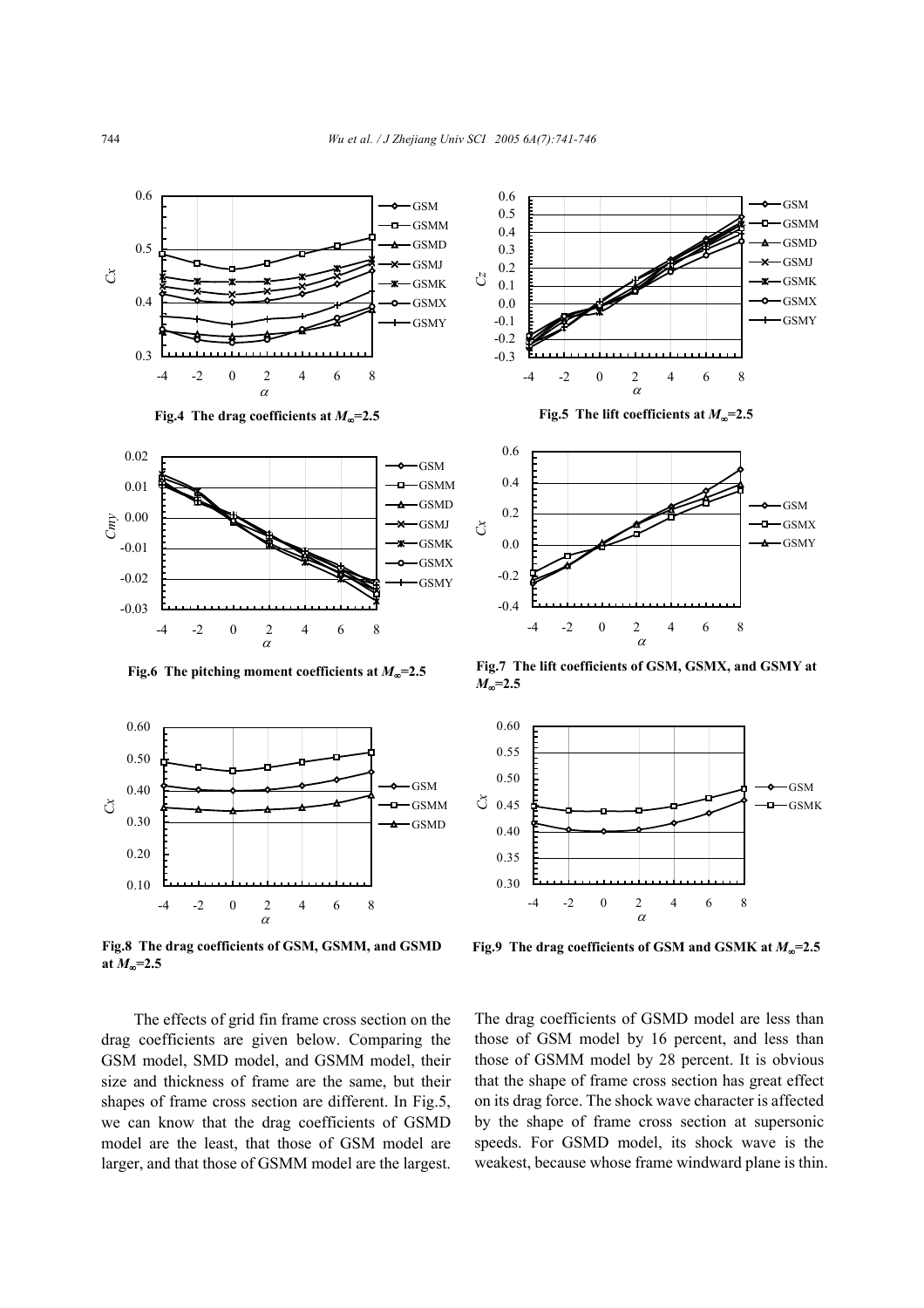Fig.4 The drag coefficients at $M_\infty$=2.5

Fig.5 The lift coefficients at $M_\infty$=2.5

Fig.6 The pitching moment coefficients at $M_\infty$=2.5

Fig.7 The lift coefficients of GSM, GSMX, and GSMY at $M_\infty$=2.5

Fig.8 The drag coefficients of GSM, GSMM, and GSMD at $M_\infty$=2.5

Fig.9 The drag coefficients of GSM and GSMK at $M_\infty$=2.5

The effects of grid fin frame cross section on the drag coefficients are given below. Comparing the GSM model, SMD model, and GSMM model, their size and thickness of frame are the same, but their shapes of frame cross section are different. In Fig.5, we can know that the drag coefficients of GSMD model are the least, that those of GSM model are larger, and that those of GSMM model are the largest. The drag coefficients of GSMD model are less than those of GSM model by 16 percent, and less than those of GSMM model by 28 percent. It is obvious that the shape of frame cross section has great effect on its drag force. The shock wave character is affected by the shape of frame cross section at supersonic speeds. For GSMD model, its shock wave is the weakest, because whose frame windward plane is thin.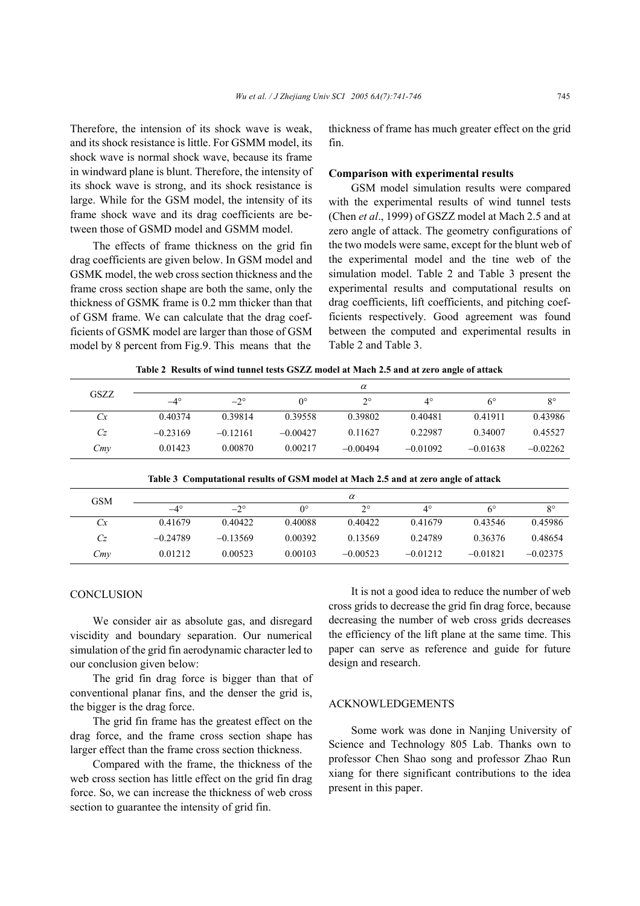Therefore, the intension of its shock wave is weak, and its shock resistance is little. For GSMM model, its shock wave is normal shock wave, because its frame in windward plane is blunt. Therefore, the intensity of its shock wave is strong, and its shock resistance is large. While for the GSM model, the intensity of its frame shock wave and its drag coefficients are between those of GSMD model and GSMM model.

The effects of frame thickness on the grid fin drag coefficients are given below. In GSM model and GSMK model, the web cross section thickness and the frame cross section shape are both the same, only the thickness of GSMK frame is 0.2 mm thicker than that of GSM frame. We can calculate that the drag coefficients of GSMK model are larger than those of GSM model by 8 percent from Fig.9. This means that the thickness of frame has much greater effect on the grid fin.

**Comparison with experimental results**

GSM model simulation results were compared with the experimental results of wind tunnel tests (Chen *et al*., 1999) of GSZZ model at Mach 2.5 and at zero angle of attack. The geometry configurations of the two models were same, except for the blunt web of the experimental model and the tine web of the simulation model. Table 2 and Table 3 present the experimental results and computational results on drag coefficients, lift coefficients, and pitching coefficients respectively. Good agreement was found between the computed and experimental results in Table 2 and Table 3.

**Table 2 Results of wind tunnel tests GSZZ model at Mach 2.5 and at zero angle of attack**

| GSZZ | $\alpha$ | | | | | | |
|---|---|---|---|---|---|---|---|
| | −4° | −2° | 0° | 2° | 4° | 6° | 8° |
| $Cx$ | 0.40374 | 0.39814 | 0.39558 | 0.39802 | 0.40481 | 0.41911 | 0.43986 |
| $Cz$ | −0.23169 | −0.12161 | −0.00427 | 0.11627 | 0.22987 | 0.34007 | 0.45527 |
| $Cmy$ | 0.01423 | 0.00870 | 0.00217 | −0.00494 | −0.01092 | −0.01638 | −0.02262 |

**Table 3 Computational results of GSM model at Mach 2.5 and at zero angle of attack**

| GSM | $\alpha$ | | | | | | |
|---|---|---|---|---|---|---|---|
| | −4° | −2° | 0° | 2° | 4° | 6° | 8° |
| $Cx$ | 0.41679 | 0.40422 | 0.40088 | 0.40422 | 0.41679 | 0.43546 | 0.45986 |
| $Cz$ | −0.24789 | −0.13569 | 0.00392 | 0.13569 | 0.24789 | 0.36376 | 0.48654 |
| $Cmy$ | 0.01212 | 0.00523 | 0.00103 | −0.00523 | −0.01212 | −0.01821 | −0.02375 |

## CONCLUSION

We consider air as absolute gas, and disregard viscidity and boundary separation. Our numerical simulation of the grid fin aerodynamic character led to our conclusion given below:

The grid fin drag force is bigger than that of conventional planar fins, and the denser the grid is, the bigger is the drag force.

The grid fin frame has the greatest effect on the drag force, and the frame cross section shape has larger effect than the frame cross section thickness.

Compared with the frame, the thickness of the web cross section has little effect on the grid fin drag force. So, we can increase the thickness of web cross section to guarantee the intensity of grid fin.

It is not a good idea to reduce the number of web cross grids to decrease the grid fin drag force, because decreasing the number of web cross grids decreases the efficiency of the lift plane at the same time. This paper can serve as reference and guide for future design and research.

## ACKNOWLEDGEMENTS

Some work was done in Nanjing University of Science and Technology 805 Lab. Thanks own to professor Chen Shao song and professor Zhao Run xiang for there significant contributions to the idea present in this paper.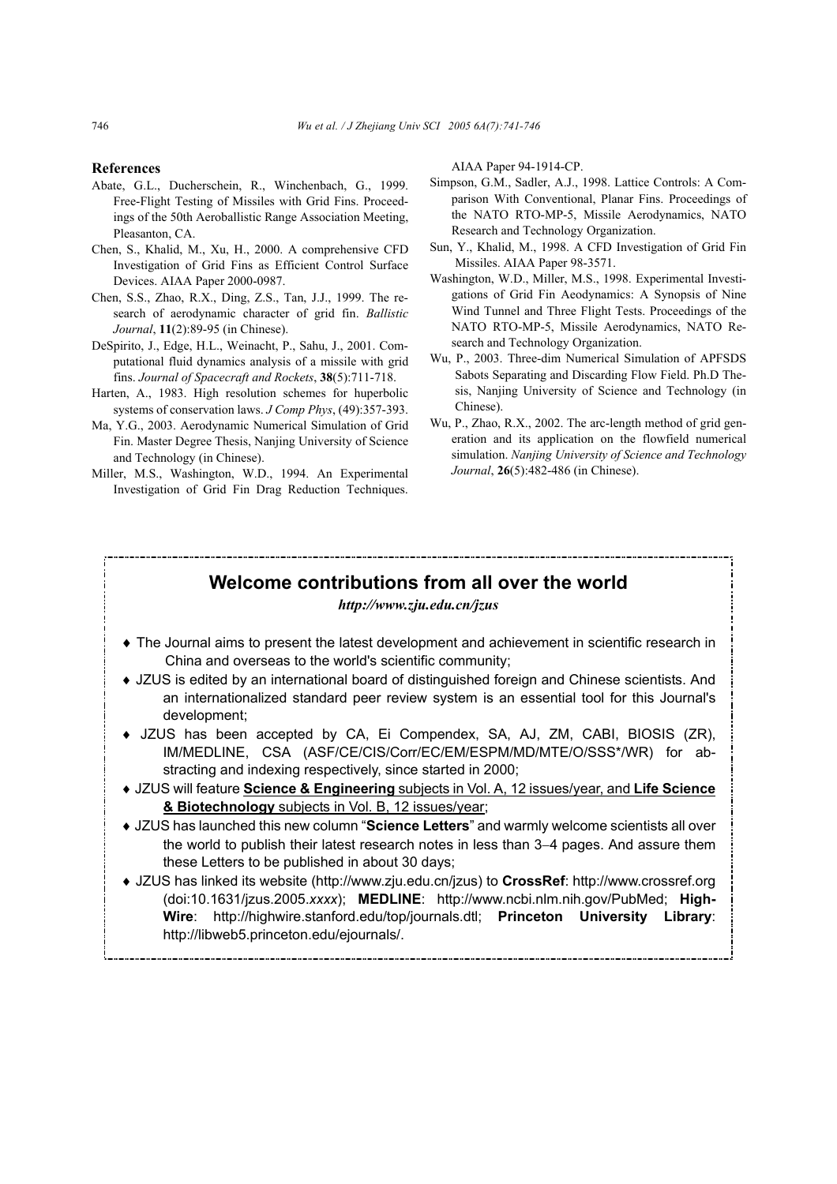### References

Abate, G.L., Ducherschein, R., Winchenbach, G., 1999. Free-Flight Testing of Missiles with Grid Fins. Proceedings of the 50th Aeroballistic Range Association Meeting, Pleasanton, CA.

Chen, S., Khalid, M., Xu, H., 2000. A comprehensive CFD Investigation of Grid Fins as Efficient Control Surface Devices. AIAA Paper 2000-0987.

Chen, S.S., Zhao, R.X., Ding, Z.S., Tan, J.J., 1999. The research of aerodynamic character of grid fin. *Ballistic Journal*, **11**(2):89-95 (in Chinese).

DeSpirito, J., Edge, H.L., Weinacht, P., Sahu, J., 2001. Computational fluid dynamics analysis of a missile with grid fins. *Journal of Spacecraft and Rockets*, **38**(5):711-718.

Harten, A., 1983. High resolution schemes for huperbolic systems of conservation laws. *J Comp Phys*, (49):357-393.

Ma, Y.G., 2003. Aerodynamic Numerical Simulation of Grid Fin. Master Degree Thesis, Nanjing University of Science and Technology (in Chinese).

Miller, M.S., Washington, W.D., 1994. An Experimental Investigation of Grid Fin Drag Reduction Techniques. AIAA Paper 94-1914-CP.

Simpson, G.M., Sadler, A.J., 1998. Lattice Controls: A Comparison With Conventional, Planar Fins. Proceedings of the NATO RTO-MP-5, Missile Aerodynamics, NATO Research and Technology Organization.

Sun, Y., Khalid, M., 1998. A CFD Investigation of Grid Fin Missiles. AIAA Paper 98-3571.

Washington, W.D., Miller, M.S., 1998. Experimental Investigations of Grid Fin Aeodynamics: A Synopsis of Nine Wind Tunnel and Three Flight Tests. Proceedings of the NATO RTO-MP-5, Missile Aerodynamics, NATO Research and Technology Organization.

Wu, P., 2003. Three-dim Numerical Simulation of APFSDS Sabots Separating and Discarding Flow Field. Ph.D Thesis, Nanjing University of Science and Technology (in Chinese).

Wu, P., Zhao, R.X., 2002. The arc-length method of grid generation and its application on the flowfield numerical simulation. *Nanjing University of Science and Technology Journal*, **26**(5):482-486 (in Chinese).

---

## Welcome contributions from all over the world

***http://www.zju.edu.cn/jzus***

- The Journal aims to present the latest development and achievement in scientific research in China and overseas to the world's scientific community;
- JZUS is edited by an international board of distinguished foreign and Chinese scientists. And an internationalized standard peer review system is an essential tool for this Journal's development;
- JZUS has been accepted by CA, Ei Compendex, SA, AJ, ZM, CABI, BIOSIS (ZR), IM/MEDLINE, CSA (ASF/CE/CIS/Corr/EC/EM/ESPM/MD/MTE/O/SSS*/WR) for abstracting and indexing respectively, since started in 2000;
- JZUS will feature **Science & Engineering** subjects in Vol. A, 12 issues/year, and **Life Science & Biotechnology** subjects in Vol. B, 12 issues/year;
- JZUS has launched this new column "**Science Letters**" and warmly welcome scientists all over the world to publish their latest research notes in less than 3–4 pages. And assure them these Letters to be published in about 30 days;
- JZUS has linked its website (http://www.zju.edu.cn/jzus) to **CrossRef**: http://www.crossref.org (doi:10.1631/jzus.2005.*xxxx*); **MEDLINE**: http://www.ncbi.nlm.nih.gov/PubMed; **HighWire**: http://highwire.stanford.edu/top/journals.dtl; **Princeton University Library**: http://libweb5.princeton.edu/ejournals/.